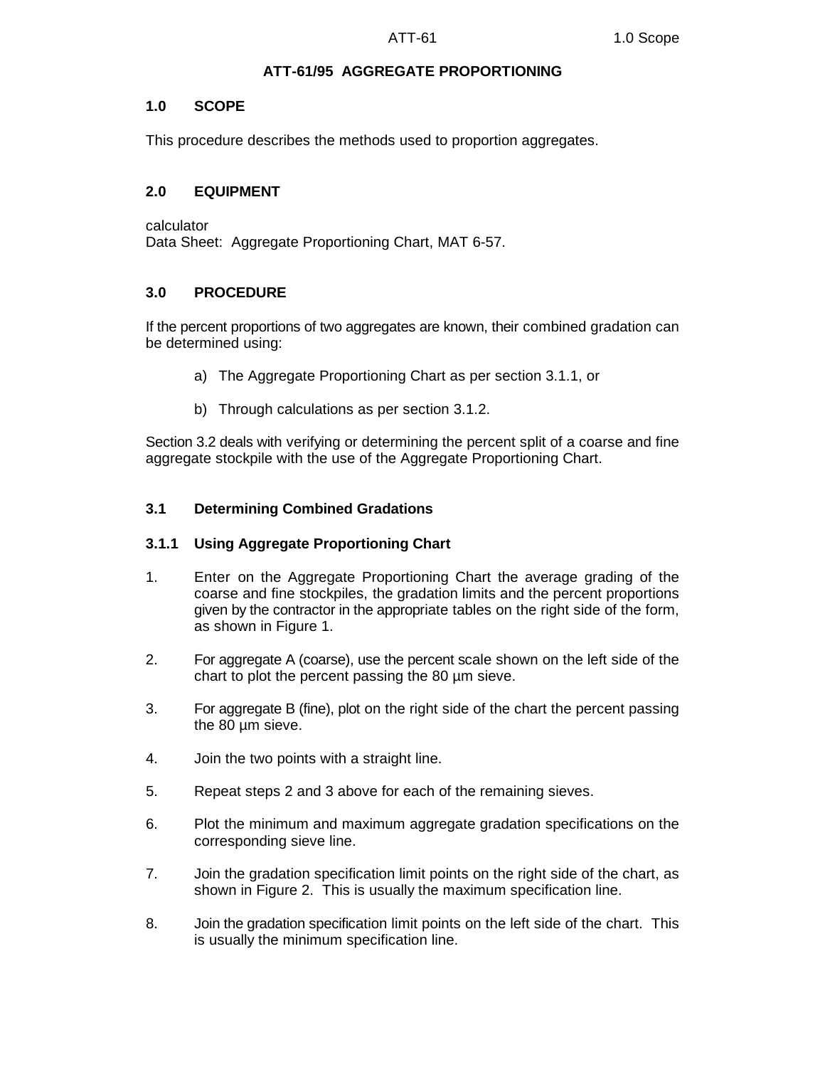# ATT-61/95 AGGREGATE PROPORTIONING

## 1.0 SCOPE

This procedure describes the methods used to proportion aggregates.

## 2.0 EQUIPMENT

calculator
Data Sheet: Aggregate Proportioning Chart, MAT 6-57.

## 3.0 PROCEDURE

If the percent proportions of two aggregates are known, their combined gradation can be determined using:

a) The Aggregate Proportioning Chart as per section 3.1.1, or

b) Through calculations as per section 3.1.2.

Section 3.2 deals with verifying or determining the percent split of a coarse and fine aggregate stockpile with the use of the Aggregate Proportioning Chart.

### 3.1 Determining Combined Gradations

#### 3.1.1 Using Aggregate Proportioning Chart

1. Enter on the Aggregate Proportioning Chart the average grading of the coarse and fine stockpiles, the gradation limits and the percent proportions given by the contractor in the appropriate tables on the right side of the form, as shown in Figure 1.

2. For aggregate A (coarse), use the percent scale shown on the left side of the chart to plot the percent passing the 80 µm sieve.

3. For aggregate B (fine), plot on the right side of the chart the percent passing the 80 µm sieve.

4. Join the two points with a straight line.

5. Repeat steps 2 and 3 above for each of the remaining sieves.

6. Plot the minimum and maximum aggregate gradation specifications on the corresponding sieve line.

7. Join the gradation specification limit points on the right side of the chart, as shown in Figure 2. This is usually the maximum specification line.

8. Join the gradation specification limit points on the left side of the chart. This is usually the minimum specification line.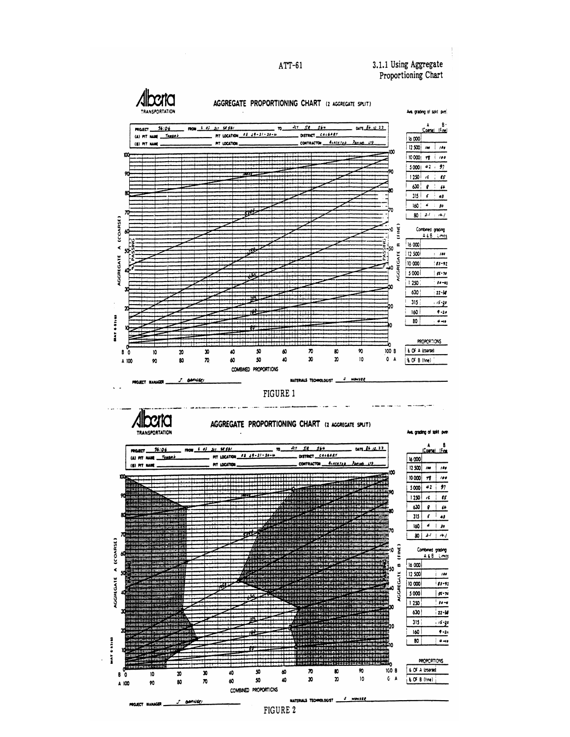ATT-61

3.1.1 Using Aggregate Proportioning Chart

Alberta TRANSPORTATION

AGGREGATE PROPORTIONING CHART (2 AGGREGATE SPLIT)

PROJECT 56:06 FROM S of Jct SR 561 TO Jct SR 564 DATE 86 10 22

(A) PIT NAME Towbok PIT LOCATION SE 29-21-20-4 DISTRICT CALGARY

(B) PIT NAME PIT LOCATION CONTRACTOR BLACKTOP PAVING LTD

Ave. grading of split pile

| | A (Coarse) | B (Fine) |
|---|---|---|
| 16 000 | | |
| 12 500 | 100 | 100 |
| 10 000 | 78 | 100 |
| 5 000 | 42 | 97 |
| 1 250 | 15 | 85 |
| 630 | 8 | 64 |
| 315 | 6 | 43 |
| 160 | 4 | 30 |
| 80 | 2.1 | 14.1 |

Combined grading A & B Limits

| | Limits |
|---|---|
| 16 000 | |
| 12 500 | 100 |
| 10 000 | 83-92 |
| 5 000 | 55-70 |
| 1 250 | 30-45 |
| 630 | 22-38 |
| 315 | 15-30 |
| 160 | 9-20 |
| 80 | 4-10 |

PROPORTIONS

| | |
|---|---|
| % OF A (coarse) | |
| % OF B (fine) | |

AGGREGATE A (COARSE) % PASSING

AGGREGATE B (FINE) % PASSING

10000, 5000, 1250, 630, 315, 160, 80

B 0 10 20 30 40 50 60 70 80 90 100 B

A 100 90 80 70 60 50 40 30 20 10 0 A

COMBINED PROPORTIONS

MAT 6-57/83

PROJECT MANAGER J. GAWNSKI MATERIALS TECHNOLOGIST J. WONDER

FIGURE 1

Alberta TRANSPORTATION

AGGREGATE PROPORTIONING CHART (2 AGGREGATE SPLIT)

PROJECT 56:06 FROM S of Jct SR 561 TO Jct SR 564 DATE 86 10 22

(A) PIT NAME Towbok PIT LOCATION SE 29-21-20-4 DISTRICT CALGARY

(B) PIT NAME PIT LOCATION CONTRACTOR BLACKTOP PAVING LTD

Ave. grading of split pile

| | A (Coarse) | B (Fine) |
|---|---|---|
| 16 000 | | |
| 12 500 | 100 | 100 |
| 10 000 | 78 | 100 |
| 5 000 | 42 | 97 |
| 1 250 | 15 | 85 |
| 630 | 8 | 64 |
| 315 | 6 | 43 |
| 160 | 4 | 30 |
| 80 | 2.1 | 14.1 |

Combined grading A & B Limits

| | Limits |
|---|---|
| 16 000 | |
| 12 500 | 100 |
| 10 000 | 83-92 |
| 5 000 | 55-70 |
| 1 250 | 30-45 |
| 630 | 22-38 |
| 315 | 15-30 |
| 160 | 9-20 |
| 80 | 4-10 |

PROPORTIONS

| | |
|---|---|
| % OF A (coarse) | |
| % OF B (fine) | |

AGGREGATE A (COARSE)

AGGREGATE B (FINE)

10000, 5000, 1250, 630, 315, 160, 80

B 0 10 20 30 40 50 60 70 80 90 100 B

A 100 90 80 70 60 50 40 30 20 10 0 A

COMBINED PROPORTIONS

MAT 6-57/83

PROJECT MANAGER J. GAWNSKI MATERIALS TECHNOLOGIST J. WONDER

FIGURE 2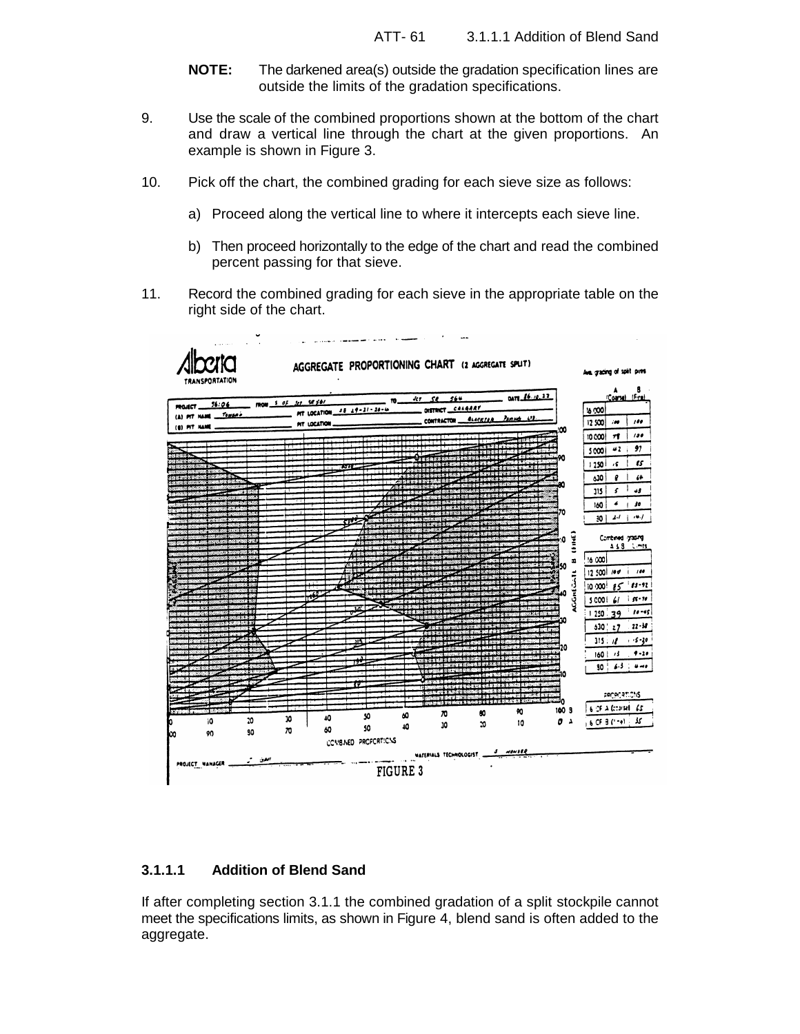**NOTE:** The darkened area(s) outside the gradation specification lines are outside the limits of the gradation specifications.

9. Use the scale of the combined proportions shown at the bottom of the chart and draw a vertical line through the chart at the given proportions. An example is shown in Figure 3.

10. Pick off the chart, the combined grading for each sieve size as follows:

    a) Proceed along the vertical line to where it intercepts each sieve line.

    b) Then proceed horizontally to the edge of the chart and read the combined percent passing for that sieve.

11. Record the combined grading for each sieve in the appropriate table on the right side of the chart.

Alberta TRANSPORTATION

AGGREGATE PROPORTIONING CHART (2 AGGREGATE SPLIT)

Ave. grading of split piles

PROJECT

(A) PIT NAME

(B) PIT NAME

FROM

TO

DATE

PIT LOCATION

DISTRICT CALGARY

CONTRACTOR

A (Coarse)

B (Fine)

Combined grading

A & B

Limits

PROPORTIONS

% OF A (Coarse)

% OF B (Fine)

AGGREGATE B (FINE)

COMBINED PROPORTIONS

PROJECT MANAGER

MATERIALS TECHNOLOGIST

FIGURE 3

### 3.1.1.1 Addition of Blend Sand

If after completing section 3.1.1 the combined gradation of a split stockpile cannot meet the specifications limits, as shown in Figure 4, blend sand is often added to the aggregate.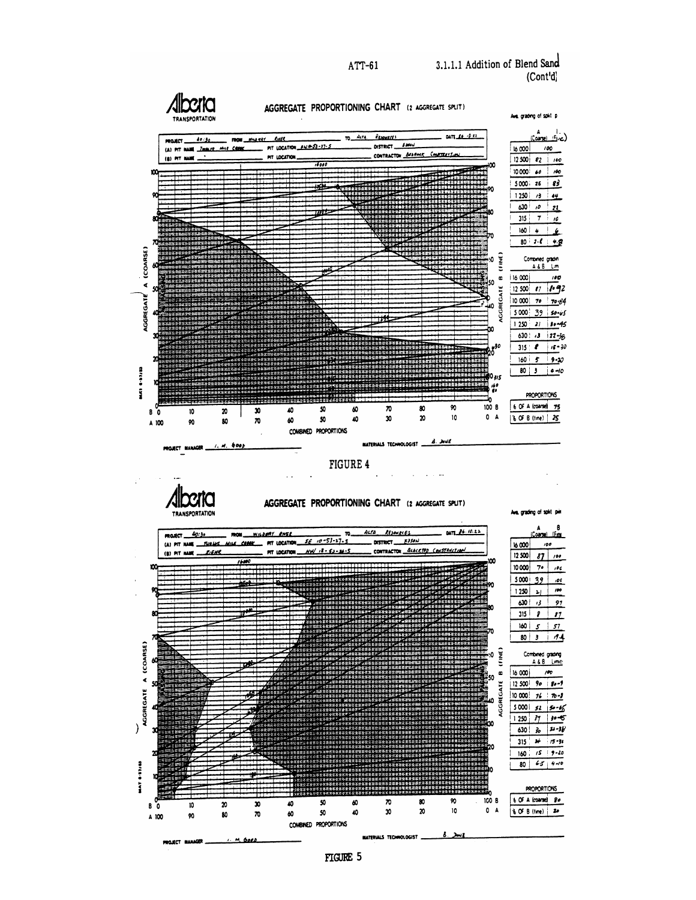3.1.1.1 Addition of Blend Sand (Cont'd)

**Alberta TRANSPORTATION**

**AGGREGATE PROPORTIONING CHART (2 AGGREGATE SPLIT)**

PROJECT 40:30 FROM WILDWAY RIVER TO ALTA RESOURCES DATE 86.10.22

(A) PIT NAME TWELVE MILE CREEK PIT LOCATION SE 10-53-27-5 DISTRICT EDSON

(B) PIT NAME PIT LOCATION CONTRACTOR BEDROCK CONSTRUCTION

AGGREGATE A (COARSE)

AGGREGATE B (FINE)

B 0 10 20 30 40 50 60 70 80 90 100 B

A 100 90 80 70 60 50 40 30 20 10 0 A

COMBINED PROPORTIONS

Ave. grading of split p

| | A (Coarse) | B (Fine) |
|---|---|---|
| 16 000 | 100 | |
| 12 500 | 82 | 100 |
| 10 000 | 60 | 100 |
| 5 000 | 26 | 83 |
| 1 250 | 13 | 44 |
| 630 | 10 | 23 |
| 315 | 7 | 10 |
| 160 | 4 | 6 |
| 80 | 2.8 | 4.8 |

Combined gradin

| | A & B | Lim |
|---|---|---|
| 16 000 | | 100 |
| 12 500 | 87 | 80-92 |
| 10 000 | 70 | 70-84 |
| 5 000 | 39 | 50-65 |
| 1 250 | 21 | 30-45 |
| 630 | 13 | 22-38 |
| 315 | 8 | 15-30 |
| 160 | 5 | 9-20 |
| 80 | 3 | 4-10 |

PROPORTIONS

| | |
|---|---|
| % OF A (coarse) | 75 |
| % OF B (fine) | 25 |

PROJECT MANAGER I. M. GOOD

MATERIALS TECHNOLOGIST B. DONE

FIGURE 4

**Alberta TRANSPORTATION**

**AGGREGATE PROPORTIONING CHART (2 AGGREGATE SPLIT)**

PROJECT 40:30 FROM WILDWAY RIVER TO ALTA RESOURCES DATE 86.10.22

(A) PIT NAME TWELVE MILE CREEK PIT LOCATION SE 10-53-27-5 DISTRICT EDSON

(B) PIT NAME RIVER PIT LOCATION NW 18-52-26-5 CONTRACTOR BLACKTOP CONSTRUCTION

AGGREGATE A (COARSE)

AGGREGATE B (FINE)

B 0 10 20 30 40 50 60 70 80 90 100 B

A 100 90 80 70 60 50 40 30 20 10 0 A

COMBINED PROPORTIONS

Ave. grading of split pit

| | A (Coarse) | B (Fine) |
|---|---|---|
| 16 000 | 100 | |
| 12 500 | 87 | 100 |
| 10 000 | 70 | 100 |
| 5 000 | 39 | 100 |
| 1 250 | 21 | 100 |
| 630 | 13 | 97 |
| 315 | 8 | 87 |
| 160 | 5 | 57 |
| 80 | 3 | 19.4 |

Combined grading

| | A & B | Limits |
|---|---|---|
| 16 000 | | 100 |
| 12 500 | 90 | 80-9 |
| 10 000 | 76 | 70-8 |
| 5 000 | 52 | 50-65 |
| 1 250 | 37 | 30-45 |
| 630 | 30 | 22-38 |
| 315 | 24 | 15-30 |
| 160 | 15 | 9-20 |
| 80 | 6.5 | 4-10 |

PROPORTIONS

| | |
|---|---|
| % OF A (coarse) | 80 |
| % OF B (fine) | 20 |

PROJECT MANAGER I. M. GOOD

MATERIALS TECHNOLOGIST B. DONE

FIGURE 5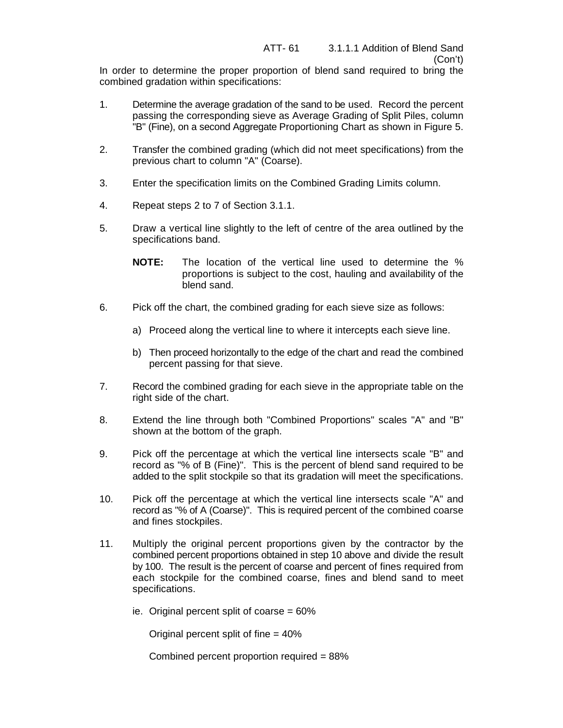### ATT- 61 3.1.1.1 Addition of Blend Sand (Con't)

In order to determine the proper proportion of blend sand required to bring the combined gradation within specifications:

1. Determine the average gradation of the sand to be used. Record the percent passing the corresponding sieve as Average Grading of Split Piles, column "B" (Fine), on a second Aggregate Proportioning Chart as shown in Figure 5.

2. Transfer the combined grading (which did not meet specifications) from the previous chart to column "A" (Coarse).

3. Enter the specification limits on the Combined Grading Limits column.

4. Repeat steps 2 to 7 of Section 3.1.1.

5. Draw a vertical line slightly to the left of centre of the area outlined by the specifications band.

   **NOTE:** The location of the vertical line used to determine the % proportions is subject to the cost, hauling and availability of the blend sand.

6. Pick off the chart, the combined grading for each sieve size as follows:

   a) Proceed along the vertical line to where it intercepts each sieve line.

   b) Then proceed horizontally to the edge of the chart and read the combined percent passing for that sieve.

7. Record the combined grading for each sieve in the appropriate table on the right side of the chart.

8. Extend the line through both "Combined Proportions" scales "A" and "B" shown at the bottom of the graph.

9. Pick off the percentage at which the vertical line intersects scale "B" and record as "% of B (Fine)". This is the percent of blend sand required to be added to the split stockpile so that its gradation will meet the specifications.

10. Pick off the percentage at which the vertical line intersects scale "A" and record as "% of A (Coarse)". This is required percent of the combined coarse and fines stockpiles.

11. Multiply the original percent proportions given by the contractor by the combined percent proportions obtained in step 10 above and divide the result by 100. The result is the percent of coarse and percent of fines required from each stockpile for the combined coarse, fines and blend sand to meet specifications.

    ie. Original percent split of coarse = 60%

    Original percent split of fine = 40%

    Combined percent proportion required = 88%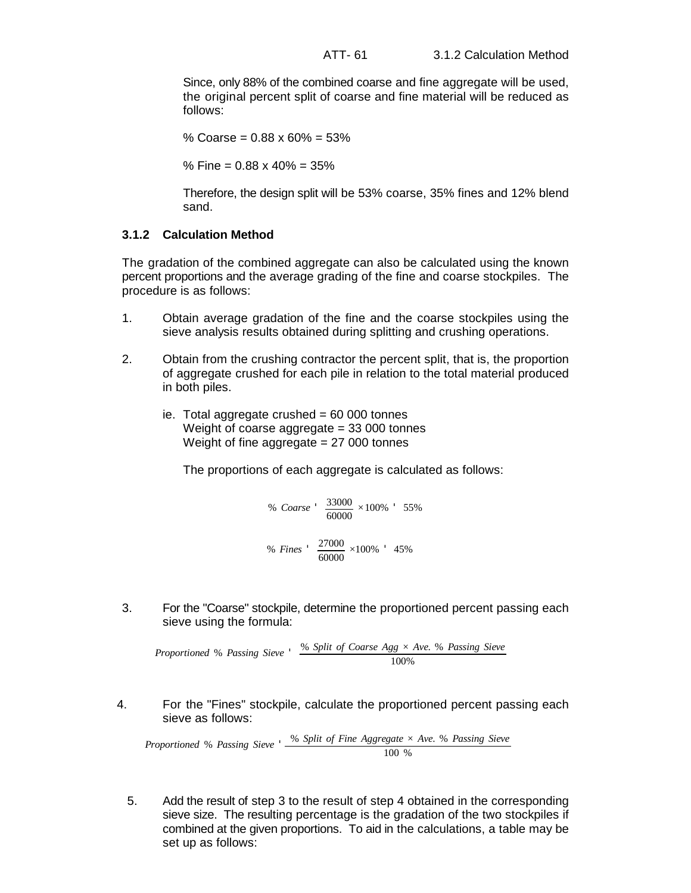Since, only 88% of the combined coarse and fine aggregate will be used, the original percent split of coarse and fine material will be reduced as follows:

% Coarse = 0.88 x 60% = 53%

% Fine = 0.88 x 40% = 35%

Therefore, the design split will be 53% coarse, 35% fines and 12% blend sand.

### 3.1.2 Calculation Method

The gradation of the combined aggregate can also be calculated using the known percent proportions and the average grading of the fine and coarse stockpiles. The procedure is as follows:

1. Obtain average gradation of the fine and the coarse stockpiles using the sieve analysis results obtained during splitting and crushing operations.

2. Obtain from the crushing contractor the percent split, that is, the proportion of aggregate crushed for each pile in relation to the total material produced in both piles.

   ie. Total aggregate crushed = 60 000 tonnes
   Weight of coarse aggregate = 33 000 tonnes
   Weight of fine aggregate = 27 000 tonnes

   The proportions of each aggregate is calculated as follows:

$$\%\ Coarse = \frac{33000}{60000} \times 100\% = 55\%$$

$$\%\ Fines = \frac{27000}{60000} \times 100\% = 45\%$$

3. For the "Coarse" stockpile, determine the proportioned percent passing each sieve using the formula:

$$Proportioned\ \%\ Passing\ Sieve = \frac{\%\ Split\ of\ Coarse\ Agg \times Ave.\ \%\ Passing\ Sieve}{100\%}$$

4. For the "Fines" stockpile, calculate the proportioned percent passing each sieve as follows:

$$Proportioned\ \%\ Passing\ Sieve = \frac{\%\ Split\ of\ Fine\ Aggregate \times Ave.\ \%\ Passing\ Sieve}{100\ \%}$$

5. Add the result of step 3 to the result of step 4 obtained in the corresponding sieve size. The resulting percentage is the gradation of the two stockpiles if combined at the given proportions. To aid in the calculations, a table may be set up as follows: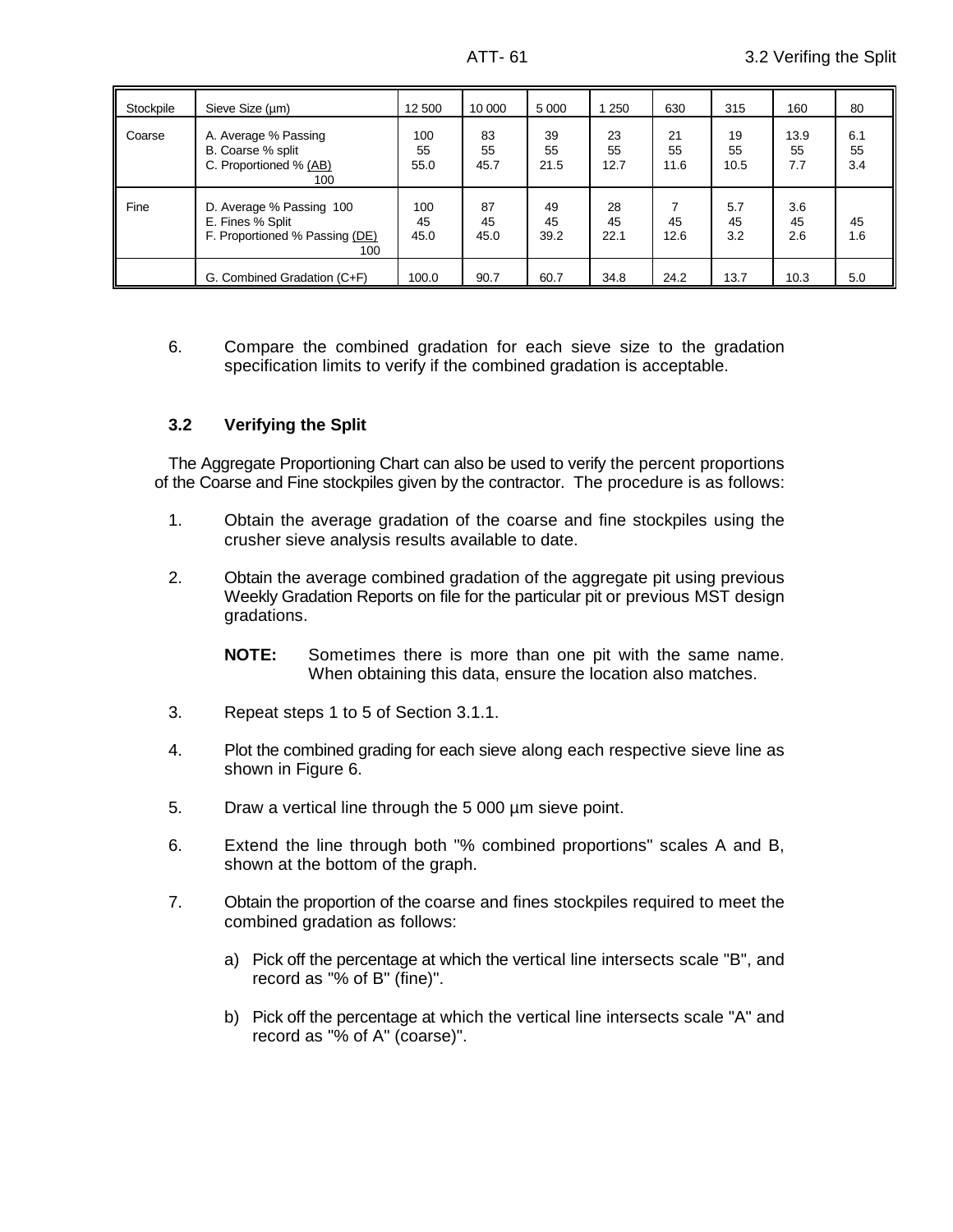| Stockpile | Sieve Size (µm) | 12 500 | 10 000 | 5 000 | 1 250 | 630 | 315 | 160 | 80 |
|---|---|---|---|---|---|---|---|---|---|
| Coarse | A. Average % Passing<br>B. Coarse % split<br>C. Proportioned % (AB)/100 | 100<br>55<br>55.0 | 83<br>55<br>45.7 | 39<br>55<br>21.5 | 23<br>55<br>12.7 | 21<br>55<br>11.6 | 19<br>55<br>10.5 | 13.9<br>55<br>7.7 | 6.1<br>55<br>3.4 |
| Fine | D. Average % Passing 100<br>E. Fines % Split<br>F. Proportioned % Passing (DE)/100 | 100<br>45<br>45.0 | 87<br>45<br>45.0 | 49<br>45<br>39.2 | 28<br>45<br>22.1 | 7<br>45<br>12.6 | 5.7<br>45<br>3.2 | 3.6<br>45<br>2.6 | <br>45<br>1.6 |
| | G. Combined Gradation (C+F) | 100.0 | 90.7 | 60.7 | 34.8 | 24.2 | 13.7 | 10.3 | 5.0 |

6. Compare the combined gradation for each sieve size to the gradation specification limits to verify if the combined gradation is acceptable.

### 3.2 Verifying the Split

The Aggregate Proportioning Chart can also be used to verify the percent proportions of the Coarse and Fine stockpiles given by the contractor. The procedure is as follows:

1. Obtain the average gradation of the coarse and fine stockpiles using the crusher sieve analysis results available to date.

2. Obtain the average combined gradation of the aggregate pit using previous Weekly Gradation Reports on file for the particular pit or previous MST design gradations.

   **NOTE:** Sometimes there is more than one pit with the same name. When obtaining this data, ensure the location also matches.

3. Repeat steps 1 to 5 of Section 3.1.1.

4. Plot the combined grading for each sieve along each respective sieve line as shown in Figure 6.

5. Draw a vertical line through the 5 000 µm sieve point.

6. Extend the line through both "% combined proportions" scales A and B, shown at the bottom of the graph.

7. Obtain the proportion of the coarse and fines stockpiles required to meet the combined gradation as follows:

   a) Pick off the percentage at which the vertical line intersects scale "B", and record as "% of B" (fine)".

   b) Pick off the percentage at which the vertical line intersects scale "A" and record as "% of A" (coarse)".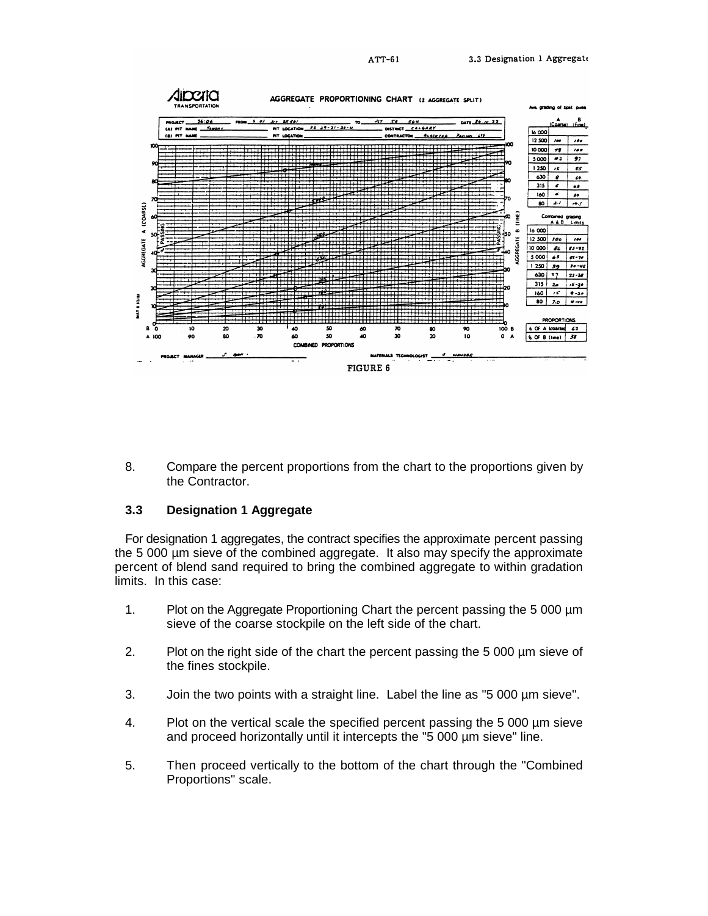Alberta TRANSPORTATION

AGGREGATE PROPORTIONING CHART (2 AGGREGATE SPLIT)

PROJECT 56:06 FROM S of Jct SR 581 TO Jct SR 564 DATE 86 10 22

(A) PIT NAME Tower PIT LOCATION SE 29-21-20-4 DISTRICT CALGARY

(B) PIT NAME PIT LOCATION CONTRACTOR Blackstad Paving Ltd

AGGREGATE A (COARSE) % PASSING

AGGREGATE B (FINE) % PASSING

100 90 80 70 60 50 40 30 20 10 0

10000 5000 1250 630 315 160 80

B 0 10 20 30 40 50 60 70 80 90 100 B

A 100 90 80 70 60 50 40 30 20 10 0 A

COMBINED PROPORTIONS

Ave. grading of split piles

| | A (Coarse) | B (Fine) |
|---|---|---|
| 16 000 | | |
| 12 500 | 100 | 100 |
| 10 000 | 78 | 100 |
| 5 000 | 42 | 97 |
| 1 250 | 15 | 85 |
| 630 | 8 | 64 |
| 315 | 6 | 45 |
| 160 | 4 | 30 |
| 80 | 2.1 | 14.1 |

Combined grading

| | A & B | Limits |
|---|---|---|
| 16 000 | | |
| 12 500 | 100 | 100 |
| 10 000 | 86 | 83-92 |
| 5 000 | 63 | 55-70 |
| 1 250 | 39 | 30-45 |
| 630 | 27 | 22-38 |
| 315 | 20 | 15-30 |
| 160 | 15 | 9-20 |
| 80 | 7.0 | 4-10 |

PROPORTIONS

| | |
|---|---|
| % OF A (coarse) | 62 |
| % OF B (fine) | 38 |

PROJECT MANAGER J. Gan

MATERIALS TECHNOLOGIST J. Wonder

FIGURE 6

8. Compare the percent proportions from the chart to the proportions given by the Contractor.

### 3.3 Designation 1 Aggregate

For designation 1 aggregates, the contract specifies the approximate percent passing the 5 000 µm sieve of the combined aggregate. It also may specify the approximate percent of blend sand required to bring the combined aggregate to within gradation limits. In this case:

1. Plot on the Aggregate Proportioning Chart the percent passing the 5 000 µm sieve of the coarse stockpile on the left side of the chart.

2. Plot on the right side of the chart the percent passing the 5 000 µm sieve of the fines stockpile.

3. Join the two points with a straight line. Label the line as "5 000 µm sieve".

4. Plot on the vertical scale the specified percent passing the 5 000 µm sieve and proceed horizontally until it intercepts the "5 000 µm sieve" line.

5. Then proceed vertically to the bottom of the chart through the "Combined Proportions" scale.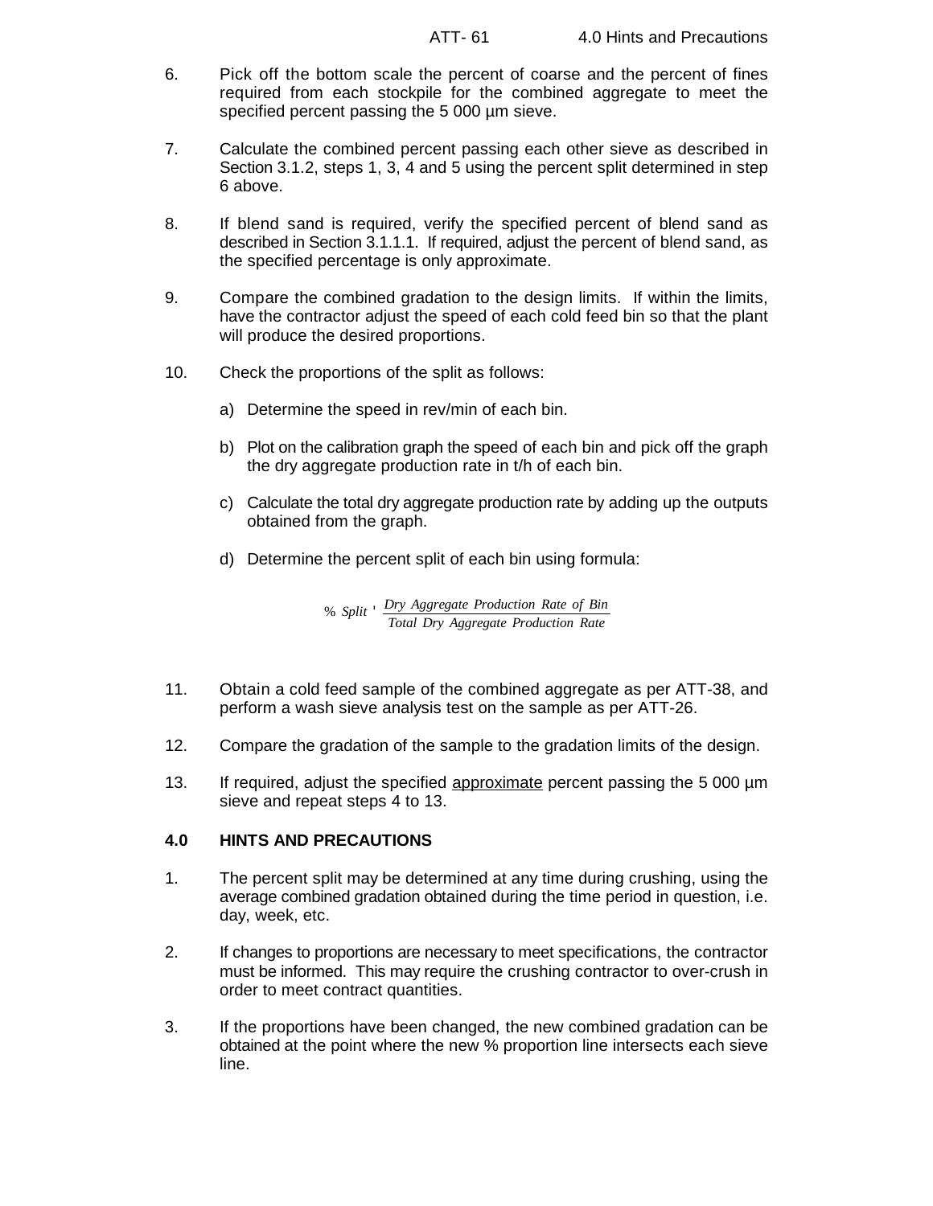6. Pick off the bottom scale the percent of coarse and the percent of fines required from each stockpile for the combined aggregate to meet the specified percent passing the 5 000 µm sieve.

7. Calculate the combined percent passing each other sieve as described in Section 3.1.2, steps 1, 3, 4 and 5 using the percent split determined in step 6 above.

8. If blend sand is required, verify the specified percent of blend sand as described in Section 3.1.1.1. If required, adjust the percent of blend sand, as the specified percentage is only approximate.

9. Compare the combined gradation to the design limits. If within the limits, have the contractor adjust the speed of each cold feed bin so that the plant will produce the desired proportions.

10. Check the proportions of the split as follows:

    a) Determine the speed in rev/min of each bin.

    b) Plot on the calibration graph the speed of each bin and pick off the graph the dry aggregate production rate in t/h of each bin.

    c) Calculate the total dry aggregate production rate by adding up the outputs obtained from the graph.

    d) Determine the percent split of each bin using formula:

$$\%\ Split = \frac{Dry\ Aggregate\ Production\ Rate\ of\ Bin}{Total\ Dry\ Aggregate\ Production\ Rate}$$

11. Obtain a cold feed sample of the combined aggregate as per ATT-38, and perform a wash sieve analysis test on the sample as per ATT-26.

12. Compare the gradation of the sample to the gradation limits of the design.

13. If required, adjust the specified approximate percent passing the 5 000 µm sieve and repeat steps 4 to 13.

## 4.0 HINTS AND PRECAUTIONS

1. The percent split may be determined at any time during crushing, using the average combined gradation obtained during the time period in question, i.e. day, week, etc.

2. If changes to proportions are necessary to meet specifications, the contractor must be informed. This may require the crushing contractor to over-crush in order to meet contract quantities.

3. If the proportions have been changed, the new combined gradation can be obtained at the point where the new % proportion line intersects each sieve line.